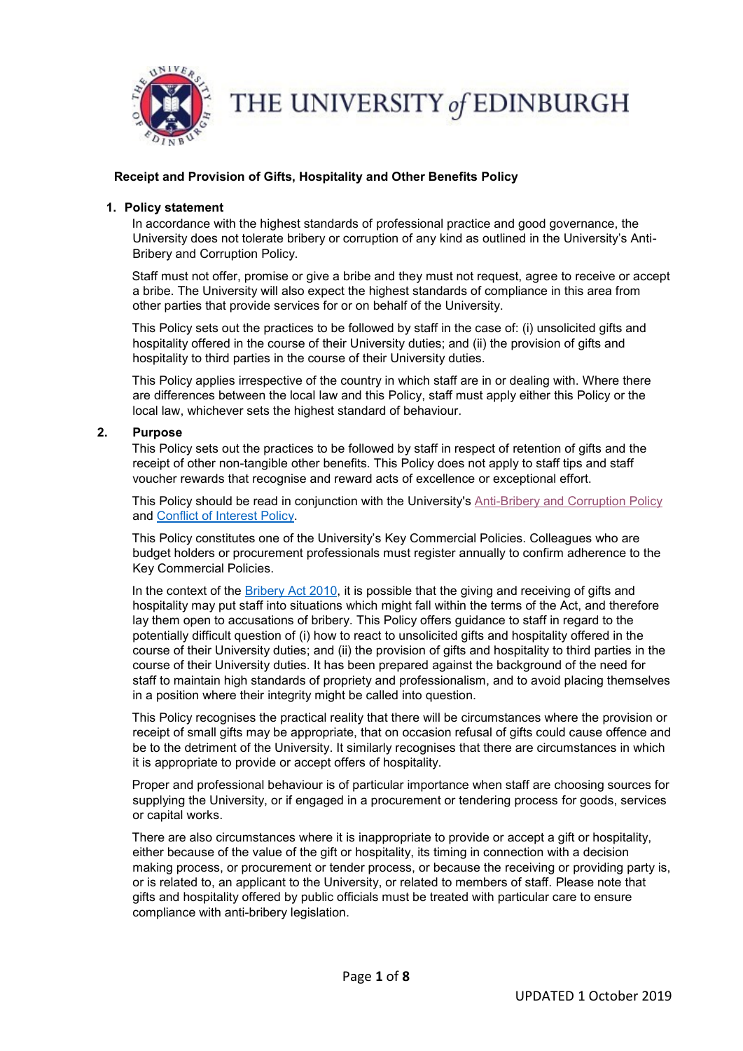# THE UNIVERSITY of EDINBURGH

## Receipt and Provision of Gifts, Hospitality and Other Benefits Policy

### 1. Policy statement

In accordance with the highest standards of professional practice and good governance, the University does not tolerate bribery or corruption of any kind as outlined in the University's Anti-Bribery and Corruption Policy.

Staff must not offer, promise or give a bribe and they must not request, agree to receive or accept a bribe. The University will also expect the highest standards of compliance in this area from other parties that provide services for or on behalf of the University.

This Policy sets out the practices to be followed by staff in the case of: (i) unsolicited gifts and hospitality offered in the course of their University duties; and (ii) the provision of gifts and hospitality to third parties in the course of their University duties.

This Policy applies irrespective of the country in which staff are in or dealing with. Where there are differences between the local law and this Policy, staff must apply either this Policy or the local law, whichever sets the highest standard of behaviour.

### 2. Purpose

This Policy sets out the practices to be followed by staff in respect of retention of gifts and the receipt of other non-tangible other benefits. This Policy does not apply to staff tips and staff voucher rewards that recognise and reward acts of excellence or exceptional effort.

This Policy should be read in conjunction with the University's Anti-Bribery and Corruption Policy and Conflict of Interest Policy.

This Policy constitutes one of the University's Key Commercial Policies. Colleagues who are budget holders or procurement professionals must register annually to confirm adherence to the Key Commercial Policies.

In the context of the Bribery Act 2010, it is possible that the giving and receiving of gifts and hospitality may put staff into situations which might fall within the terms of the Act, and therefore lay them open to accusations of bribery. This Policy offers guidance to staff in regard to the potentially difficult question of (i) how to react to unsolicited gifts and hospitality offered in the course of their University duties; and (ii) the provision of gifts and hospitality to third parties in the course of their University duties. It has been prepared against the background of the need for staff to maintain high standards of propriety and professionalism, and to avoid placing themselves in a position where their integrity might be called into question.

This Policy recognises the practical reality that there will be circumstances where the provision or receipt of small gifts may be appropriate, that on occasion refusal of gifts could cause offence and be to the detriment of the University. It similarly recognises that there are circumstances in which it is appropriate to provide or accept offers of hospitality.

Proper and professional behaviour is of particular importance when staff are choosing sources for supplying the University, or if engaged in a procurement or tendering process for goods, services or capital works.

There are also circumstances where it is inappropriate to provide or accept a gift or hospitality, either because of the value of the gift or hospitality, its timing in connection with a decision making process, or procurement or tender process, or because the receiving or providing party is, or is related to, an applicant to the University, or related to members of staff. Please note that gifts and hospitality offered by public officials must be treated with particular care to ensure compliance with anti-bribery legislation.

UPDATED 1 October 2019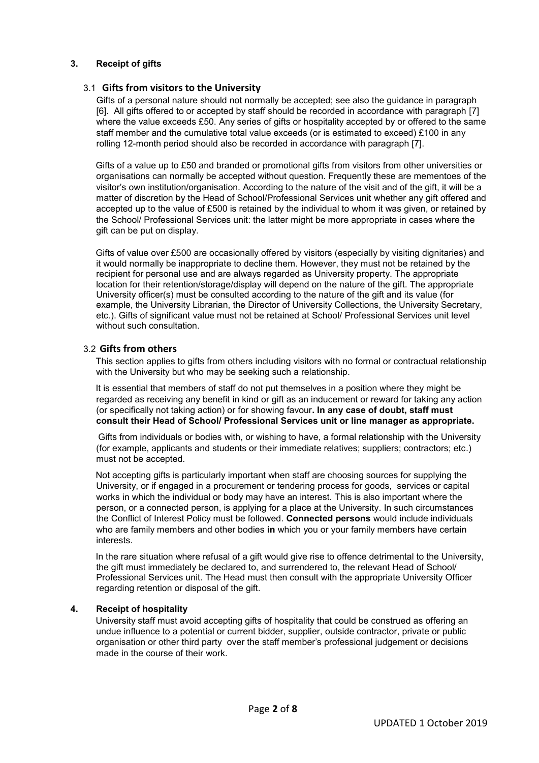## 3. Receipt of gifts

### 3.1 Gifts from visitors to the University

Gifts of a personal nature should not normally be accepted; see also the guidance in paragraph [6]. All gifts offered to or accepted by staff should be recorded in accordance with paragraph [7] where the value exceeds £50. Any series of gifts or hospitality accepted by or offered to the same staff member and the cumulative total value exceeds (or is estimated to exceed) £100 in any rolling 12-month period should also be recorded in accordance with paragraph [7].

Gifts of a value up to £50 and branded or promotional gifts from visitors from other universities or organisations can normally be accepted without question. Frequently these are mementoes of the visitor's own institution/organisation. According to the nature of the visit and of the gift, it will be a matter of discretion by the Head of School/Professional Services unit whether any gift offered and accepted up to the value of £500 is retained by the individual to whom it was given, or retained by the School/ Professional Services unit: the latter might be more appropriate in cases where the gift can be put on display.

Gifts of value over £500 are occasionally offered by visitors (especially by visiting dignitaries) and it would normally be inappropriate to decline them. However, they must not be retained by the recipient for personal use and are always regarded as University property. The appropriate location for their retention/storage/display will depend on the nature of the gift. The appropriate University officer(s) must be consulted according to the nature of the gift and its value (for example, the University Librarian, the Director of University Collections, the University Secretary, etc.). Gifts of significant value must not be retained at School/ Professional Services unit level without such consultation.

### 3.2 Gifts from others

This section applies to gifts from others including visitors with no formal or contractual relationship with the University but who may be seeking such a relationship.

It is essential that members of staff do not put themselves in a position where they might be regarded as receiving any benefit in kind or gift as an inducement or reward for taking any action (or specifically not taking action) or for showing favour**. In any case of doubt, staff must consult their Head of School/ Professional Services unit or line manager as appropriate.**

Gifts from individuals or bodies with, or wishing to have, a formal relationship with the University (for example, applicants and students or their immediate relatives; suppliers; contractors; etc.) must not be accepted.

Not accepting gifts is particularly important when staff are choosing sources for supplying the University, or if engaged in a procurement or tendering process for goods, services or capital works in which the individual or body may have an interest. This is also important where the person, or a connected person, is applying for a place at the University. In such circumstances the Conflict of Interest Policy must be followed. **Connected persons** would include individuals who are family members and other bodies **in** which you or your family members have certain interests.

In the rare situation where refusal of a gift would give rise to offence detrimental to the University, the gift must immediately be declared to, and surrendered to, the relevant Head of School/ Professional Services unit. The Head must then consult with the appropriate University Officer regarding retention or disposal of the gift.

## 4. Receipt of hospitality

University staff must avoid accepting gifts of hospitality that could be construed as offering an undue influence to a potential or current bidder, supplier, outside contractor, private or public organisation or other third party over the staff member's professional judgement or decisions made in the course of their work.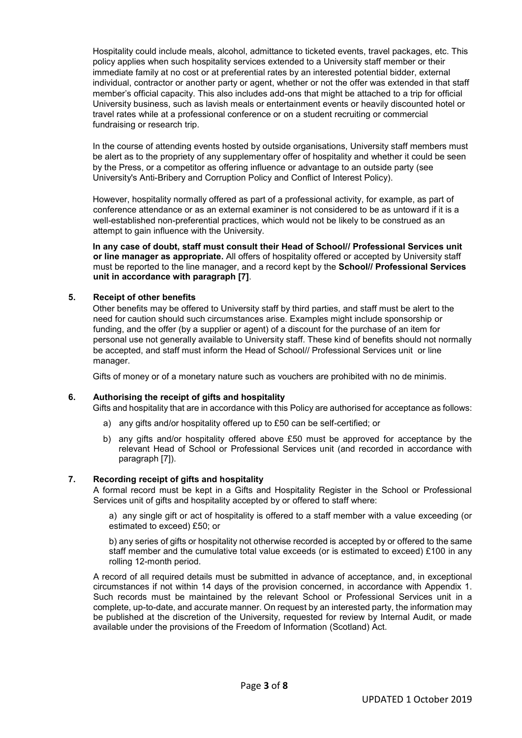Hospitality could include meals, alcohol, admittance to ticketed events, travel packages, etc. This policy applies when such hospitality services extended to a University staff member or their immediate family at no cost or at preferential rates by an interested potential bidder, external individual, contractor or another party or agent, whether or not the offer was extended in that staff member's official capacity. This also includes add-ons that might be attached to a trip for official University business, such as lavish meals or entertainment events or heavily discounted hotel or travel rates while at a professional conference or on a student recruiting or commercial fundraising or research trip.

In the course of attending events hosted by outside organisations, University staff members must be alert as to the propriety of any supplementary offer of hospitality and whether it could be seen by the Press, or a competitor as offering influence or advantage to an outside party (see University's Anti-Bribery and Corruption Policy and Conflict of Interest Policy).

However, hospitality normally offered as part of a professional activity, for example, as part of conference attendance or as an external examiner is not considered to be as untoward if it is a well-established non-preferential practices, which would not be likely to be construed as an attempt to gain influence with the University.

**In any case of doubt, staff must consult their Head of School// Professional Services unit or line manager as appropriate.** All offers of hospitality offered or accepted by University staff must be reported to the line manager, and a record kept by the **School// Professional Services unit in accordance with paragraph [7]**.

## 5. Receipt of other benefits

Other benefits may be offered to University staff by third parties, and staff must be alert to the need for caution should such circumstances arise. Examples might include sponsorship or funding, and the offer (by a supplier or agent) of a discount for the purchase of an item for personal use not generally available to University staff. These kind of benefits should not normally be accepted, and staff must inform the Head of School// Professional Services unit or line manager.

Gifts of money or of a monetary nature such as vouchers are prohibited with no de minimis.

## 6. Authorising the receipt of gifts and hospitality

Gifts and hospitality that are in accordance with this Policy are authorised for acceptance as follows:

a) any gifts and/or hospitality offered up to £50 can be self-certified; or

b) any gifts and/or hospitality offered above £50 must be approved for acceptance by the relevant Head of School or Professional Services unit (and recorded in accordance with paragraph [7]).

## 7. Recording receipt of gifts and hospitality

A formal record must be kept in a Gifts and Hospitality Register in the School or Professional Services unit of gifts and hospitality accepted by or offered to staff where:

a) any single gift or act of hospitality is offered to a staff member with a value exceeding (or estimated to exceed) £50; or

b) any series of gifts or hospitality not otherwise recorded is accepted by or offered to the same staff member and the cumulative total value exceeds (or is estimated to exceed) £100 in any rolling 12-month period.

A record of all required details must be submitted in advance of acceptance, and, in exceptional circumstances if not within 14 days of the provision concerned, in accordance with Appendix 1. Such records must be maintained by the relevant School or Professional Services unit in a complete, up-to-date, and accurate manner. On request by an interested party, the information may be published at the discretion of the University, requested for review by Internal Audit, or made available under the provisions of the Freedom of Information (Scotland) Act.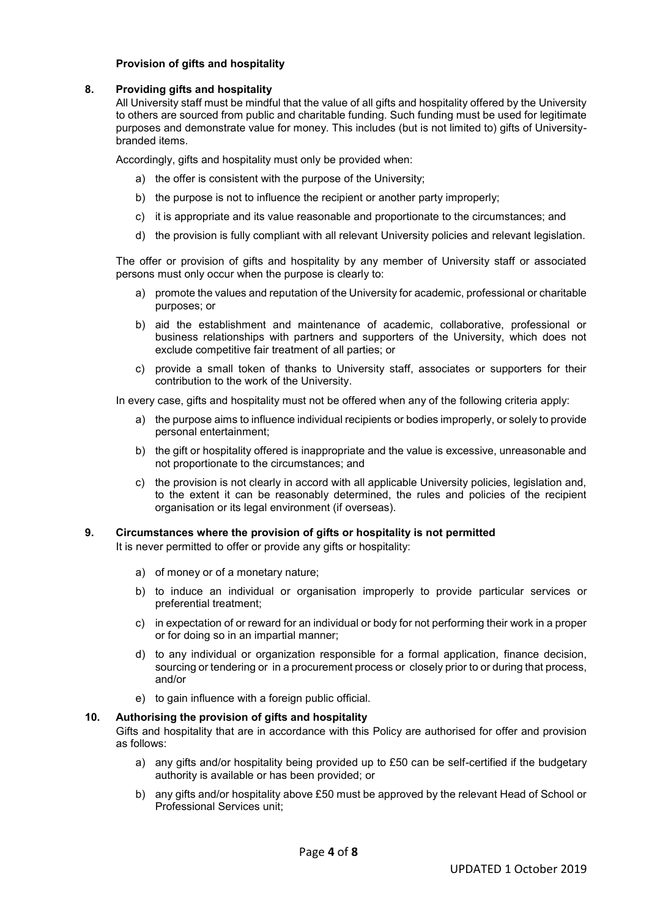**Provision of gifts and hospitality**

**8. Providing gifts and hospitality**

All University staff must be mindful that the value of all gifts and hospitality offered by the University to others are sourced from public and charitable funding. Such funding must be used for legitimate purposes and demonstrate value for money. This includes (but is not limited to) gifts of University-branded items.

Accordingly, gifts and hospitality must only be provided when:

a) the offer is consistent with the purpose of the University;

b) the purpose is not to influence the recipient or another party improperly;

c) it is appropriate and its value reasonable and proportionate to the circumstances; and

d) the provision is fully compliant with all relevant University policies and relevant legislation.

The offer or provision of gifts and hospitality by any member of University staff or associated persons must only occur when the purpose is clearly to:

a) promote the values and reputation of the University for academic, professional or charitable purposes; or

b) aid the establishment and maintenance of academic, collaborative, professional or business relationships with partners and supporters of the University, which does not exclude competitive fair treatment of all parties; or

c) provide a small token of thanks to University staff, associates or supporters for their contribution to the work of the University.

In every case, gifts and hospitality must not be offered when any of the following criteria apply:

a) the purpose aims to influence individual recipients or bodies improperly, or solely to provide personal entertainment;

b) the gift or hospitality offered is inappropriate and the value is excessive, unreasonable and not proportionate to the circumstances; and

c) the provision is not clearly in accord with all applicable University policies, legislation and, to the extent it can be reasonably determined, the rules and policies of the recipient organisation or its legal environment (if overseas).

**9. Circumstances where the provision of gifts or hospitality is not permitted**

It is never permitted to offer or provide any gifts or hospitality:

a) of money or of a monetary nature;

b) to induce an individual or organisation improperly to provide particular services or preferential treatment;

c) in expectation of or reward for an individual or body for not performing their work in a proper or for doing so in an impartial manner;

d) to any individual or organization responsible for a formal application, finance decision, sourcing or tendering or in a procurement process or closely prior to or during that process, and/or

e) to gain influence with a foreign public official.

**10. Authorising the provision of gifts and hospitality**

Gifts and hospitality that are in accordance with this Policy are authorised for offer and provision as follows:

a) any gifts and/or hospitality being provided up to £50 can be self-certified if the budgetary authority is available or has been provided; or

b) any gifts and/or hospitality above £50 must be approved by the relevant Head of School or Professional Services unit;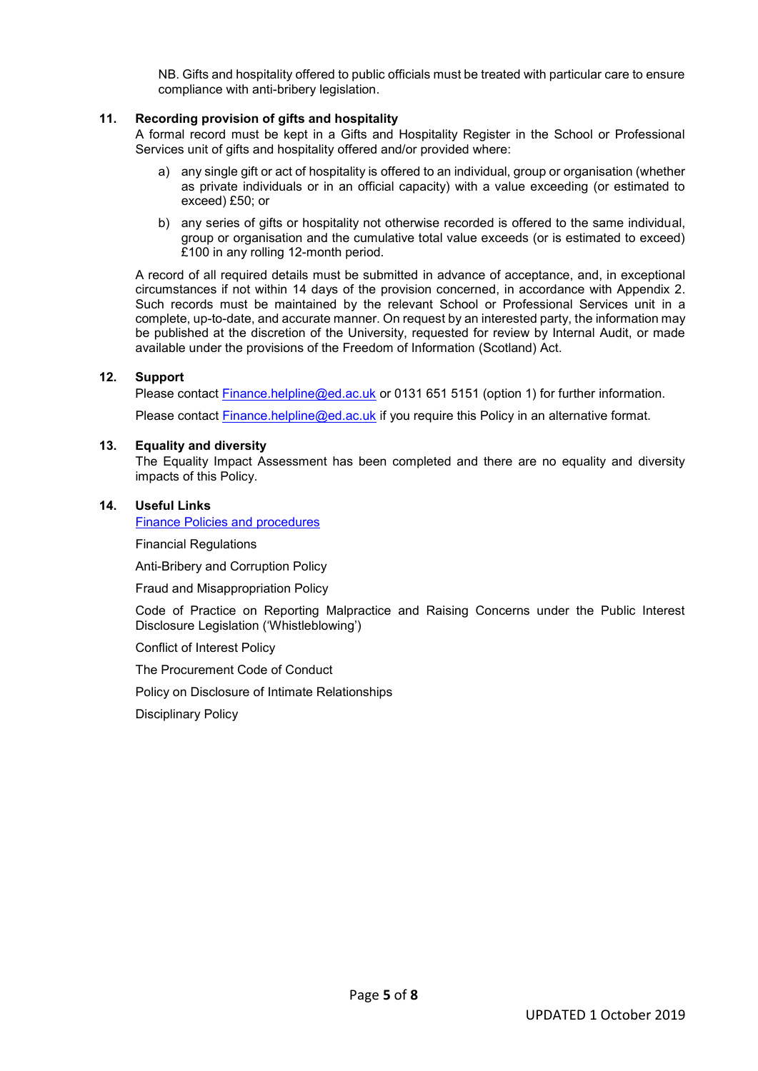NB. Gifts and hospitality offered to public officials must be treated with particular care to ensure compliance with anti-bribery legislation.

## 11. Recording provision of gifts and hospitality

A formal record must be kept in a Gifts and Hospitality Register in the School or Professional Services unit of gifts and hospitality offered and/or provided where:

a) any single gift or act of hospitality is offered to an individual, group or organisation (whether as private individuals or in an official capacity) with a value exceeding (or estimated to exceed) £50; or

b) any series of gifts or hospitality not otherwise recorded is offered to the same individual, group or organisation and the cumulative total value exceeds (or is estimated to exceed) £100 in any rolling 12-month period.

A record of all required details must be submitted in advance of acceptance, and, in exceptional circumstances if not within 14 days of the provision concerned, in accordance with Appendix 2. Such records must be maintained by the relevant School or Professional Services unit in a complete, up-to-date, and accurate manner. On request by an interested party, the information may be published at the discretion of the University, requested for review by Internal Audit, or made available under the provisions of the Freedom of Information (Scotland) Act.

## 12. Support

Please contact Finance.helpline@ed.ac.uk or 0131 651 5151 (option 1) for further information.

Please contact Finance.helpline@ed.ac.uk if you require this Policy in an alternative format.

## 13. Equality and diversity

The Equality Impact Assessment has been completed and there are no equality and diversity impacts of this Policy.

## 14. Useful Links

Finance Policies and procedures

Financial Regulations

Anti-Bribery and Corruption Policy

Fraud and Misappropriation Policy

Code of Practice on Reporting Malpractice and Raising Concerns under the Public Interest Disclosure Legislation ('Whistleblowing')

Conflict of Interest Policy

The Procurement Code of Conduct

Policy on Disclosure of Intimate Relationships

Disciplinary Policy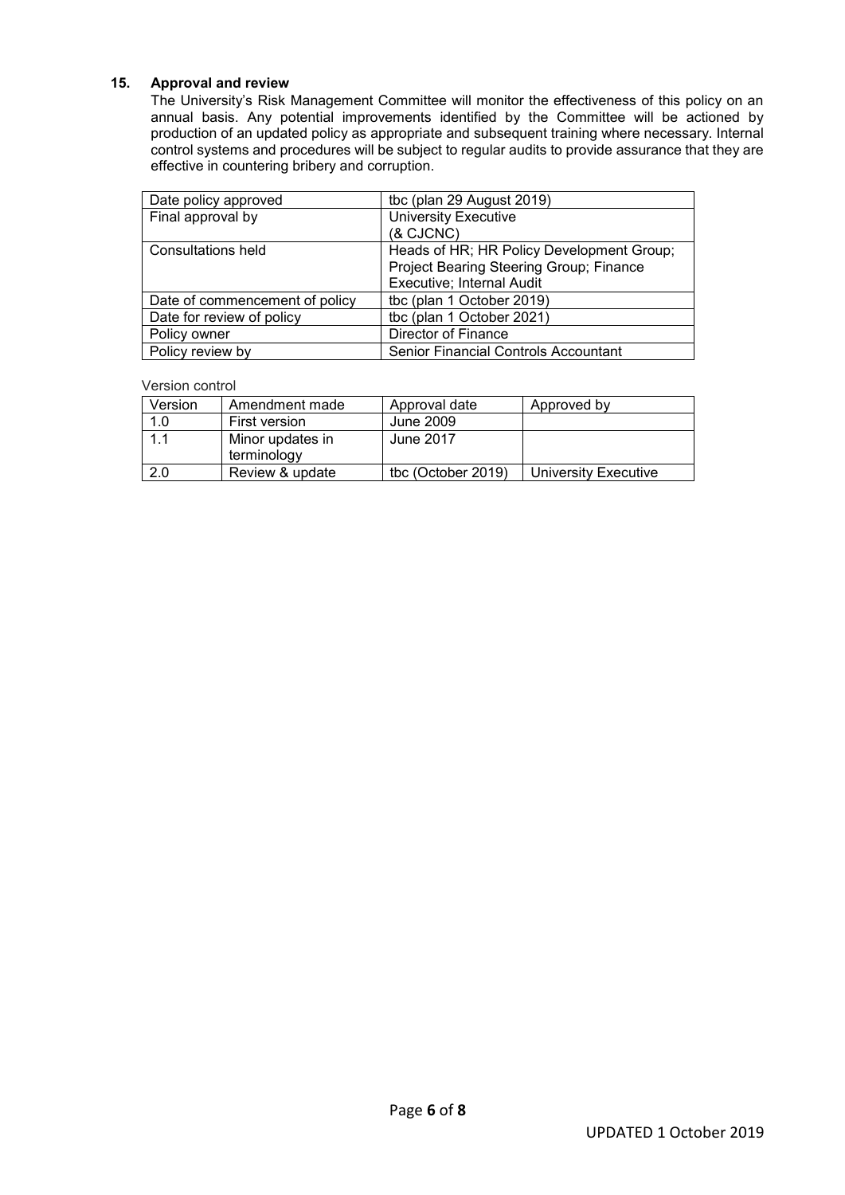## 15. Approval and review

The University's Risk Management Committee will monitor the effectiveness of this policy on an annual basis. Any potential improvements identified by the Committee will be actioned by production of an updated policy as appropriate and subsequent training where necessary. Internal control systems and procedures will be subject to regular audits to provide assurance that they are effective in countering bribery and corruption.

| | |
|---|---|
| Date policy approved | tbc (plan 29 August 2019) |
| Final approval by | University Executive (& CJCNC) |
| Consultations held | Heads of HR; HR Policy Development Group; Project Bearing Steering Group; Finance Executive; Internal Audit |
| Date of commencement of policy | tbc (plan 1 October 2019) |
| Date for review of policy | tbc (plan 1 October 2021) |
| Policy owner | Director of Finance |
| Policy review by | Senior Financial Controls Accountant |

Version control

| Version | Amendment made | Approval date | Approved by |
|---|---|---|---|
| 1.0 | First version | June 2009 | |
| 1.1 | Minor updates in terminology | June 2017 | |
| 2.0 | Review & update | tbc (October 2019) | University Executive |

UPDATED 1 October 2019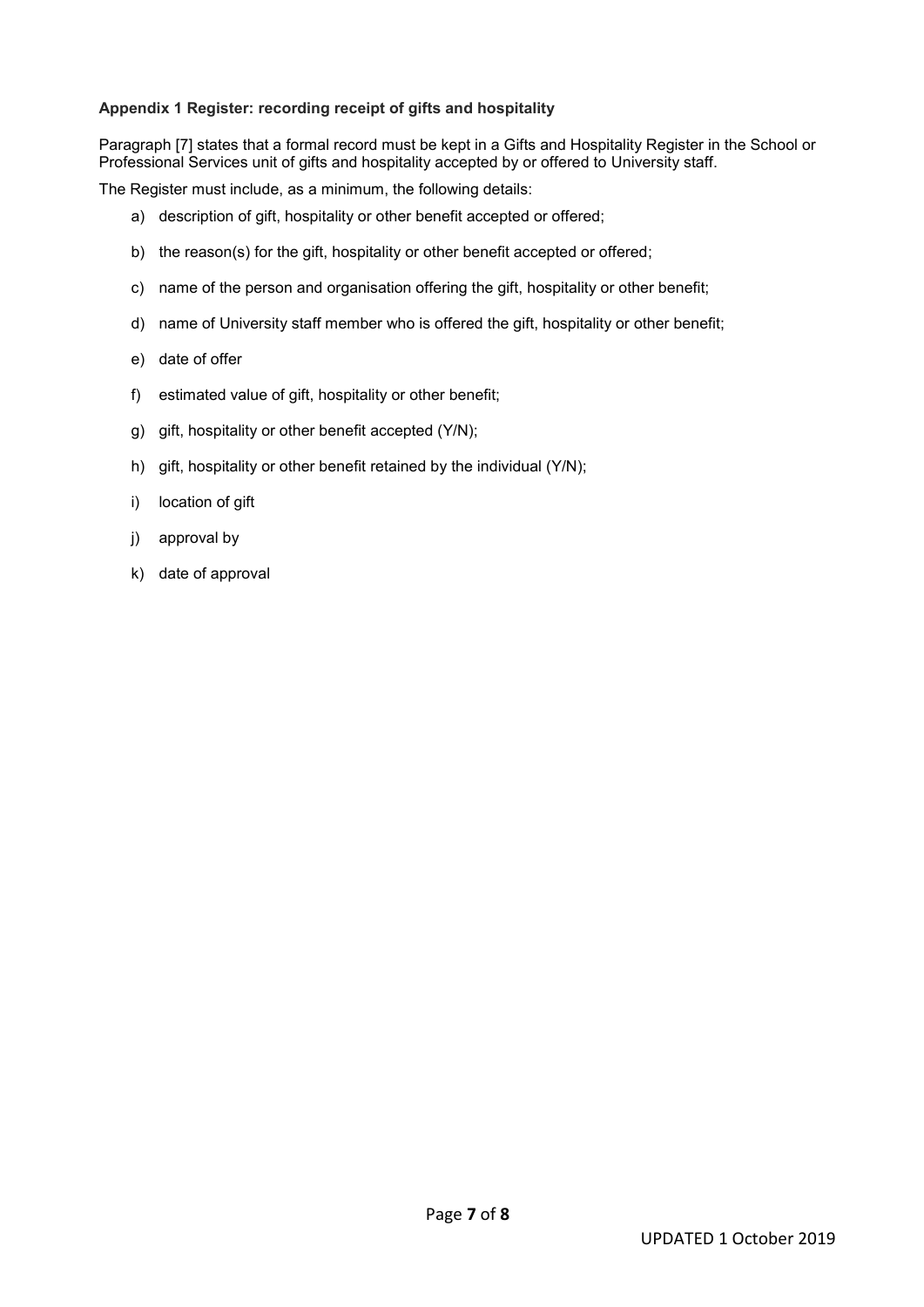**Appendix 1 Register: recording receipt of gifts and hospitality**

Paragraph [7] states that a formal record must be kept in a Gifts and Hospitality Register in the School or Professional Services unit of gifts and hospitality accepted by or offered to University staff.

The Register must include, as a minimum, the following details:

a) description of gift, hospitality or other benefit accepted or offered;

b) the reason(s) for the gift, hospitality or other benefit accepted or offered;

c) name of the person and organisation offering the gift, hospitality or other benefit;

d) name of University staff member who is offered the gift, hospitality or other benefit;

e) date of offer

f) estimated value of gift, hospitality or other benefit;

g) gift, hospitality or other benefit accepted (Y/N);

h) gift, hospitality or other benefit retained by the individual (Y/N);

i) location of gift

j) approval by

k) date of approval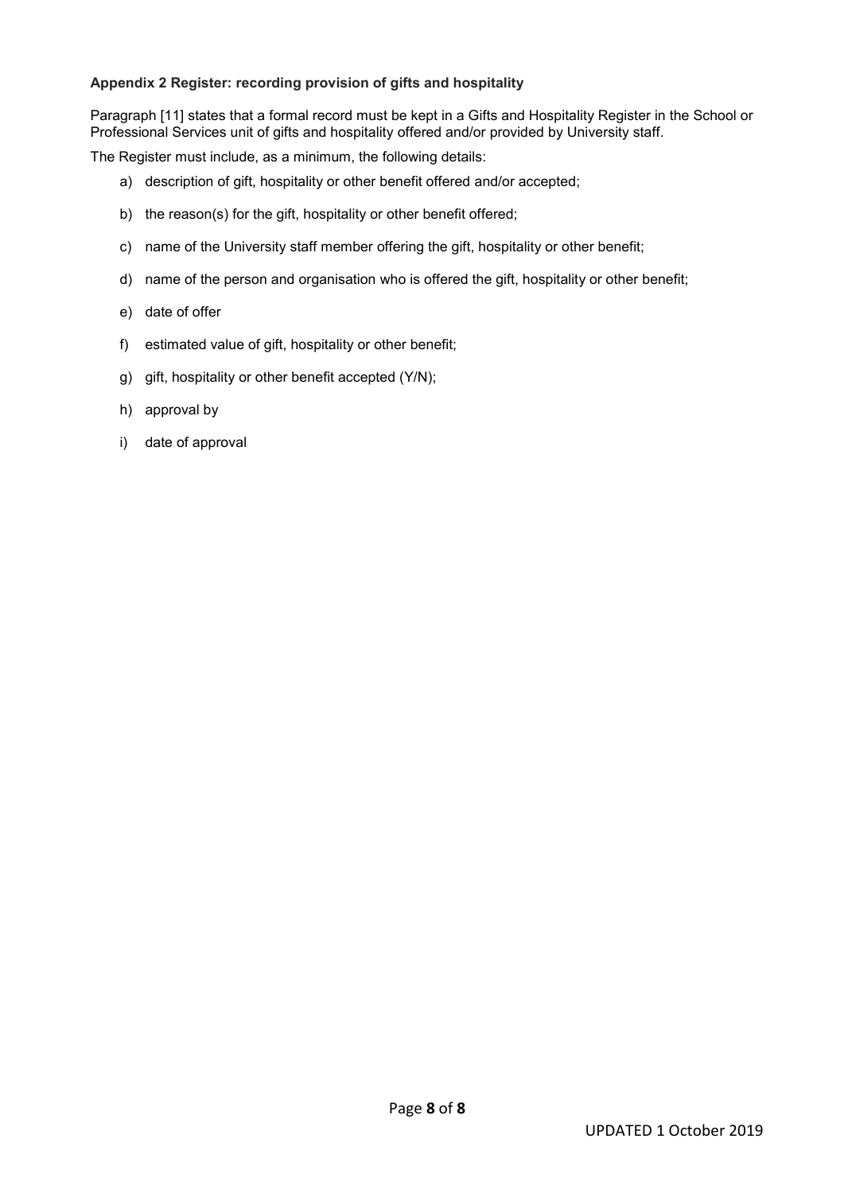**Appendix 2 Register: recording provision of gifts and hospitality**

Paragraph [11] states that a formal record must be kept in a Gifts and Hospitality Register in the School or Professional Services unit of gifts and hospitality offered and/or provided by University staff.

The Register must include, as a minimum, the following details:

a) description of gift, hospitality or other benefit offered and/or accepted;

b) the reason(s) for the gift, hospitality or other benefit offered;

c) name of the University staff member offering the gift, hospitality or other benefit;

d) name of the person and organisation who is offered the gift, hospitality or other benefit;

e) date of offer

f) estimated value of gift, hospitality or other benefit;

g) gift, hospitality or other benefit accepted (Y/N);

h) approval by

i) date of approval

UPDATED 1 October 2019